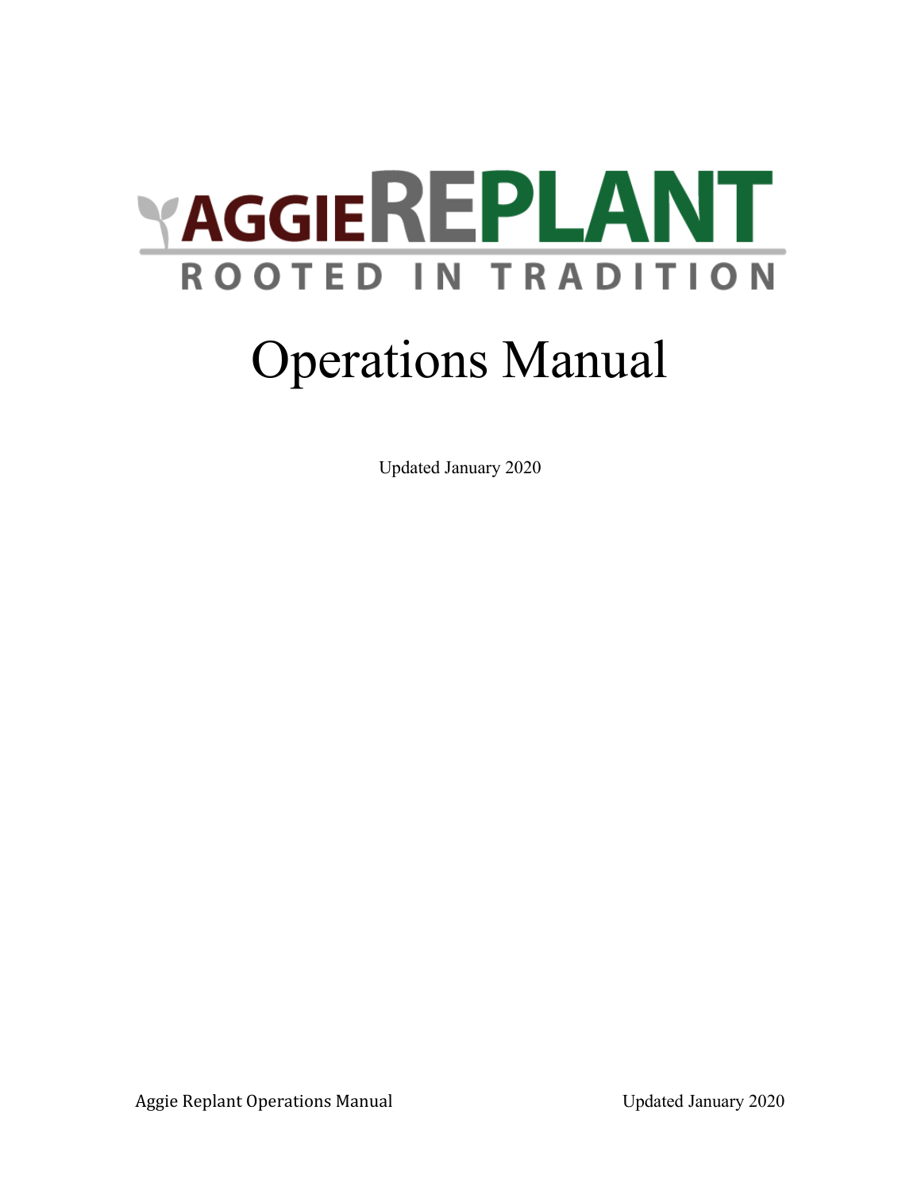# AGGIEREPLANT

ROOTED IN TRADITION

# Operations Manual

Updated January 2020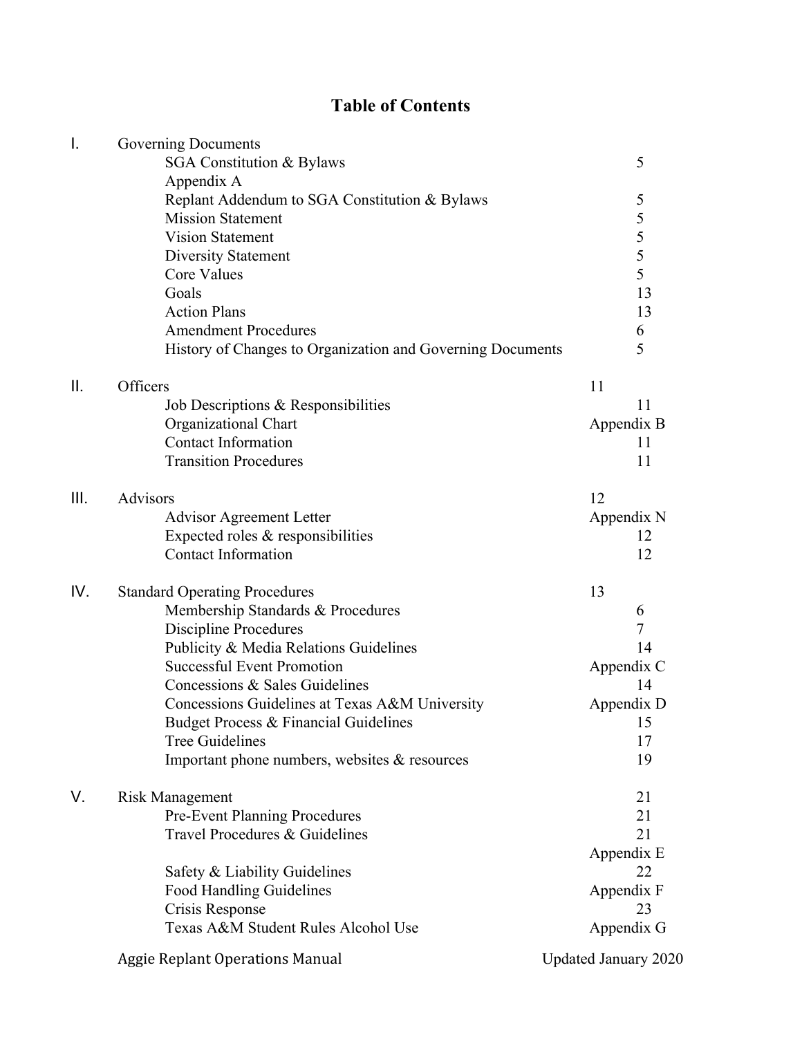# Table of Contents

| | | |
|---|---|---|
| I. | Governing Documents | |
| | SGA Constitution & Bylaws | 5 |
| | Appendix A | |
| | Replant Addendum to SGA Constitution & Bylaws | 5 |
| | Mission Statement | 5 |
| | Vision Statement | 5 |
| | Diversity Statement | 5 |
| | Core Values | 5 |
| | Goals | 13 |
| | Action Plans | 13 |
| | Amendment Procedures | 6 |
| | History of Changes to Organization and Governing Documents | 5 |
| II. | Officers | 11 |
| | Job Descriptions & Responsibilities | 11 |
| | Organizational Chart | Appendix B |
| | Contact Information | 11 |
| | Transition Procedures | 11 |
| III. | Advisors | 12 |
| | Advisor Agreement Letter | Appendix N |
| | Expected roles & responsibilities | 12 |
| | Contact Information | 12 |
| IV. | Standard Operating Procedures | 13 |
| | Membership Standards & Procedures | 6 |
| | Discipline Procedures | 7 |
| | Publicity & Media Relations Guidelines | 14 |
| | Successful Event Promotion | Appendix C |
| | Concessions & Sales Guidelines | 14 |
| | Concessions Guidelines at Texas A&M University | Appendix D |
| | Budget Process & Financial Guidelines | 15 |
| | Tree Guidelines | 17 |
| | Important phone numbers, websites & resources | 19 |
| V. | Risk Management | 21 |
| | Pre-Event Planning Procedures | 21 |
| | Travel Procedures & Guidelines | 21, Appendix E |
| | Safety & Liability Guidelines | 22 |
| | Food Handling Guidelines | Appendix F |
| | Crisis Response | 23 |
| | Texas A&M Student Rules Alcohol Use | Appendix G |

Aggie Replant Operations Manual — Updated January 2020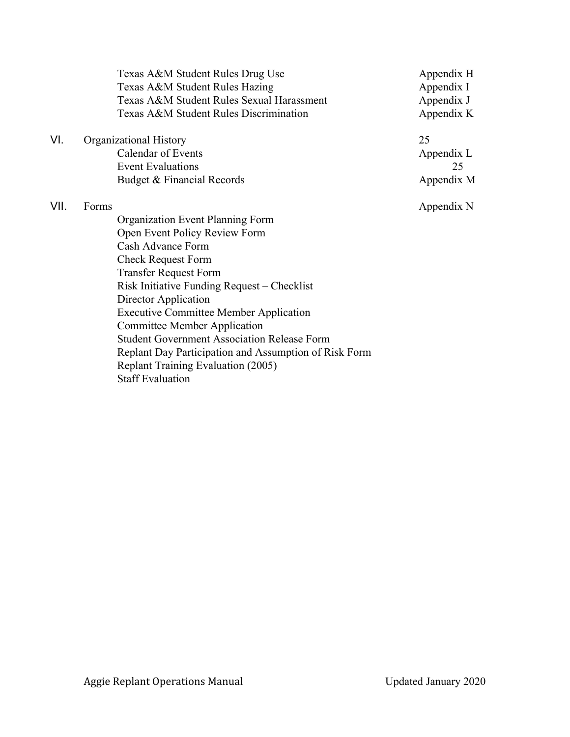| | | |
|---|---|---|
| | Texas A&M Student Rules Drug Use | Appendix H |
| | Texas A&M Student Rules Hazing | Appendix I |
| | Texas A&M Student Rules Sexual Harassment | Appendix J |
| | Texas A&M Student Rules Discrimination | Appendix K |
| VI. | Organizational History | 25 |
| | Calendar of Events | Appendix L |
| | Event Evaluations | 25 |
| | Budget & Financial Records | Appendix M |
| VII. | Forms | Appendix N |
| | Organization Event Planning Form | |
| | Open Event Policy Review Form | |
| | Cash Advance Form | |
| | Check Request Form | |
| | Transfer Request Form | |
| | Risk Initiative Funding Request – Checklist | |
| | Director Application | |
| | Executive Committee Member Application | |
| | Committee Member Application | |
| | Student Government Association Release Form | |
| | Replant Day Participation and Assumption of Risk Form | |
| | Replant Training Evaluation (2005) | |
| | Staff Evaluation | |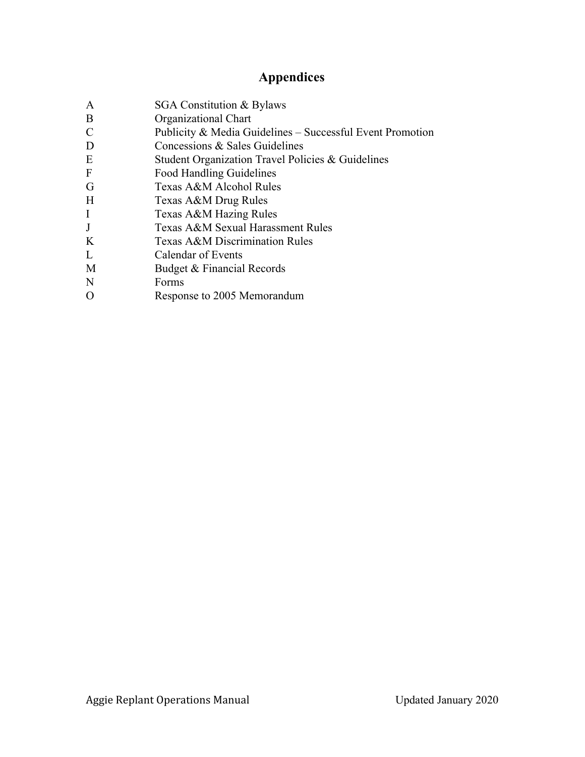# Appendices

| | |
|---|---|
| A | SGA Constitution & Bylaws |
| B | Organizational Chart |
| C | Publicity & Media Guidelines – Successful Event Promotion |
| D | Concessions & Sales Guidelines |
| E | Student Organization Travel Policies & Guidelines |
| F | Food Handling Guidelines |
| G | Texas A&M Alcohol Rules |
| H | Texas A&M Drug Rules |
| I | Texas A&M Hazing Rules |
| J | Texas A&M Sexual Harassment Rules |
| K | Texas A&M Discrimination Rules |
| L | Calendar of Events |
| M | Budget & Financial Records |
| N | Forms |
| O | Response to 2005 Memorandum |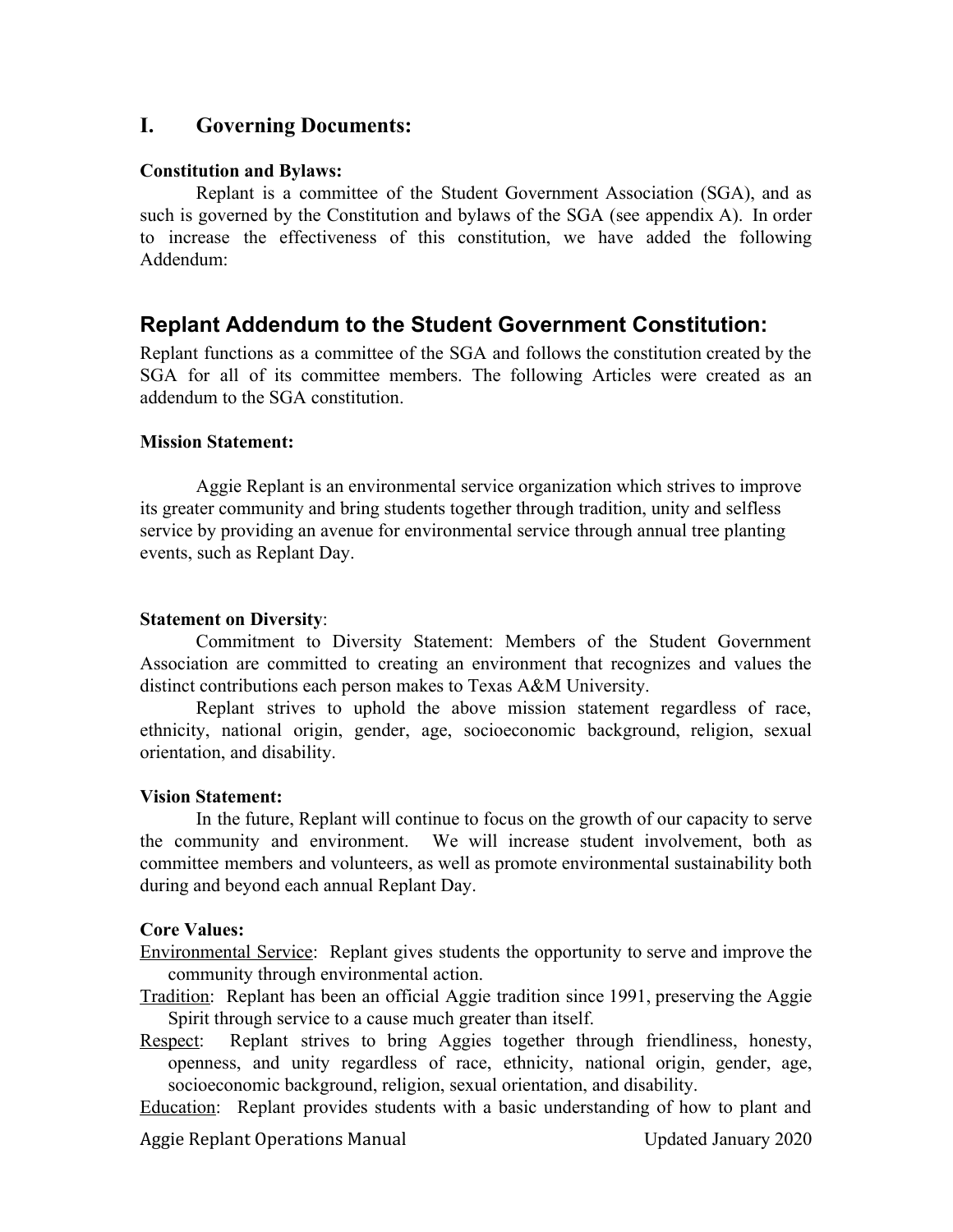# I. Governing Documents:

**Constitution and Bylaws:**

Replant is a committee of the Student Government Association (SGA), and as such is governed by the Constitution and bylaws of the SGA (see appendix A). In order to increase the effectiveness of this constitution, we have added the following Addendum:

## Replant Addendum to the Student Government Constitution:

Replant functions as a committee of the SGA and follows the constitution created by the SGA for all of its committee members. The following Articles were created as an addendum to the SGA constitution.

**Mission Statement:**

Aggie Replant is an environmental service organization which strives to improve its greater community and bring students together through tradition, unity and selfless service by providing an avenue for environmental service through annual tree planting events, such as Replant Day.

**Statement on Diversity**:

Commitment to Diversity Statement: Members of the Student Government Association are committed to creating an environment that recognizes and values the distinct contributions each person makes to Texas A&M University.

Replant strives to uphold the above mission statement regardless of race, ethnicity, national origin, gender, age, socioeconomic background, religion, sexual orientation, and disability.

**Vision Statement:**

In the future, Replant will continue to focus on the growth of our capacity to serve the community and environment. We will increase student involvement, both as committee members and volunteers, as well as promote environmental sustainability both during and beyond each annual Replant Day.

**Core Values:**

<u>Environmental Service</u>: Replant gives students the opportunity to serve and improve the community through environmental action.

<u>Tradition</u>: Replant has been an official Aggie tradition since 1991, preserving the Aggie Spirit through service to a cause much greater than itself.

<u>Respect</u>: Replant strives to bring Aggies together through friendliness, honesty, openness, and unity regardless of race, ethnicity, national origin, gender, age, socioeconomic background, religion, sexual orientation, and disability.

<u>Education</u>: Replant provides students with a basic understanding of how to plant and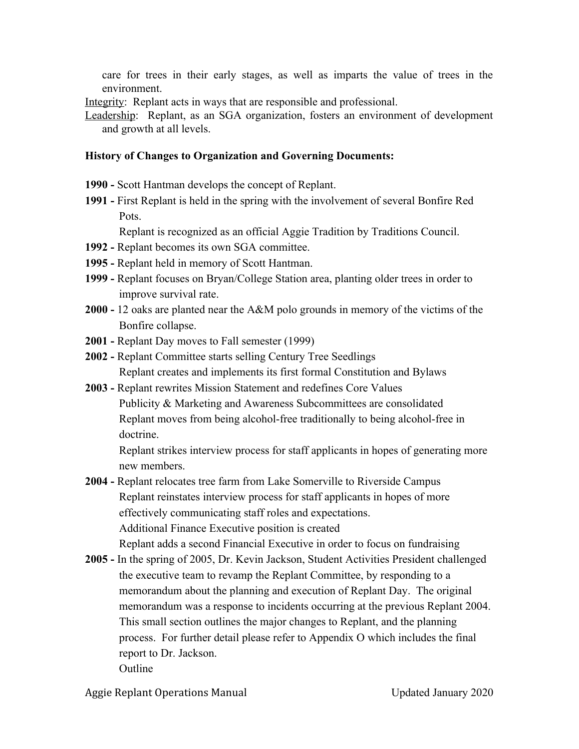care for trees in their early stages, as well as imparts the value of trees in the environment.

Integrity: Replant acts in ways that are responsible and professional.

Leadership: Replant, as an SGA organization, fosters an environment of development and growth at all levels.

**History of Changes to Organization and Governing Documents:**

**1990 -** Scott Hantman develops the concept of Replant.

**1991 -** First Replant is held in the spring with the involvement of several Bonfire Red Pots.
Replant is recognized as an official Aggie Tradition by Traditions Council.

**1992 -** Replant becomes its own SGA committee.

**1995 -** Replant held in memory of Scott Hantman.

**1999 -** Replant focuses on Bryan/College Station area, planting older trees in order to improve survival rate.

**2000 -** 12 oaks are planted near the A&M polo grounds in memory of the victims of the Bonfire collapse.

**2001 -** Replant Day moves to Fall semester (1999)

**2002 -** Replant Committee starts selling Century Tree Seedlings
Replant creates and implements its first formal Constitution and Bylaws

**2003 -** Replant rewrites Mission Statement and redefines Core Values
Publicity & Marketing and Awareness Subcommittees are consolidated
Replant moves from being alcohol-free traditionally to being alcohol-free in doctrine.
Replant strikes interview process for staff applicants in hopes of generating more new members.

**2004 -** Replant relocates tree farm from Lake Somerville to Riverside Campus
Replant reinstates interview process for staff applicants in hopes of more effectively communicating staff roles and expectations.
Additional Finance Executive position is created
Replant adds a second Financial Executive in order to focus on fundraising

**2005 -** In the spring of 2005, Dr. Kevin Jackson, Student Activities President challenged the executive team to revamp the Replant Committee, by responding to a memorandum about the planning and execution of Replant Day. The original memorandum was a response to incidents occurring at the previous Replant 2004. This small section outlines the major changes to Replant, and the planning process. For further detail please refer to Appendix O which includes the final report to Dr. Jackson.
Outline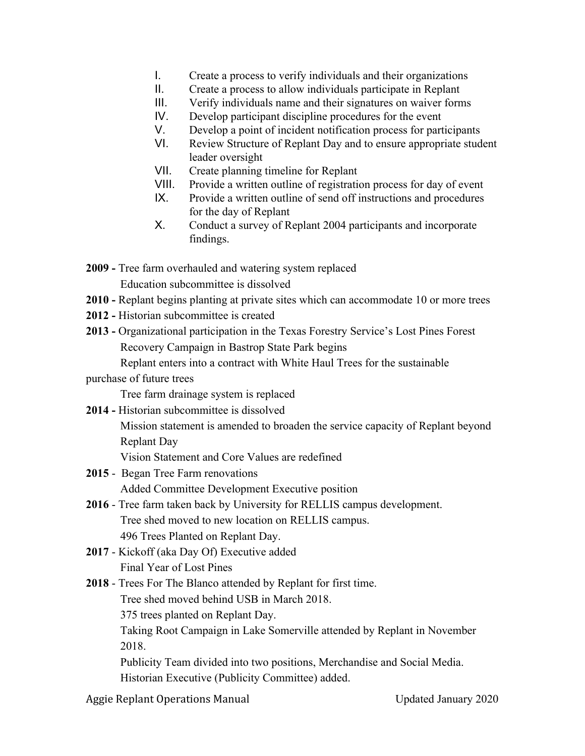I. Create a process to verify individuals and their organizations
II. Create a process to allow individuals participate in Replant
III. Verify individuals name and their signatures on waiver forms
IV. Develop participant discipline procedures for the event
V. Develop a point of incident notification process for participants
VI. Review Structure of Replant Day and to ensure appropriate student leader oversight
VII. Create planning timeline for Replant
VIII. Provide a written outline of registration process for day of event
IX. Provide a written outline of send off instructions and procedures for the day of Replant
X. Conduct a survey of Replant 2004 participants and incorporate findings.

**2009 -** Tree farm overhauled and watering system replaced
Education subcommittee is dissolved

**2010 -** Replant begins planting at private sites which can accommodate 10 or more trees

**2012 -** Historian subcommittee is created

**2013 -** Organizational participation in the Texas Forestry Service's Lost Pines Forest Recovery Campaign in Bastrop State Park begins
Replant enters into a contract with White Haul Trees for the sustainable purchase of future trees
Tree farm drainage system is replaced

**2014 -** Historian subcommittee is dissolved
Mission statement is amended to broaden the service capacity of Replant beyond Replant Day
Vision Statement and Core Values are redefined

**2015** - Began Tree Farm renovations
Added Committee Development Executive position

**2016** - Tree farm taken back by University for RELLIS campus development.
Tree shed moved to new location on RELLIS campus.
496 Trees Planted on Replant Day.

**2017** - Kickoff (aka Day Of) Executive added
Final Year of Lost Pines

**2018** - Trees For The Blanco attended by Replant for first time.
Tree shed moved behind USB in March 2018.
375 trees planted on Replant Day.
Taking Root Campaign in Lake Somerville attended by Replant in November 2018.
Publicity Team divided into two positions, Merchandise and Social Media.
Historian Executive (Publicity Committee) added.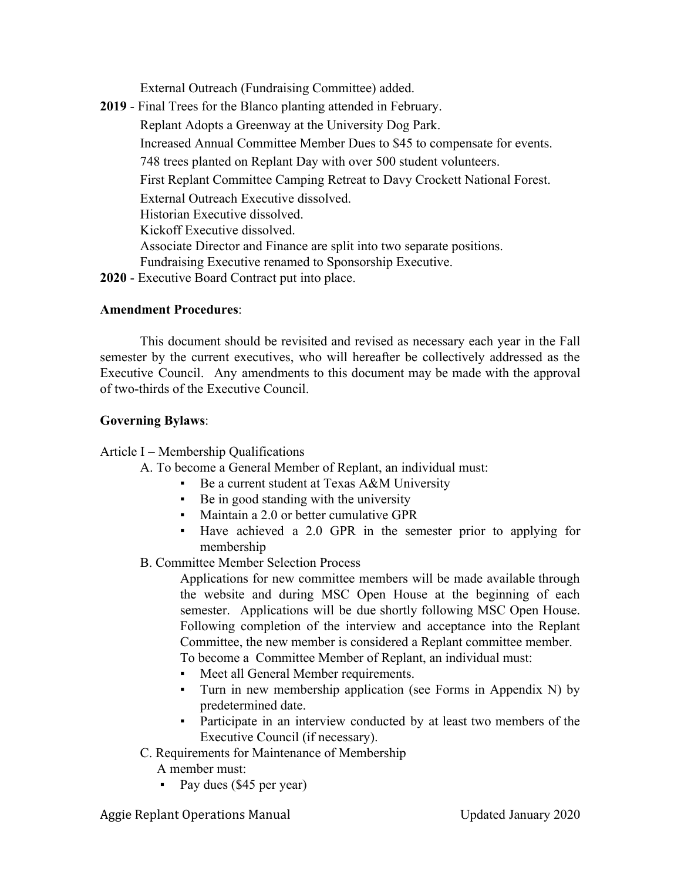External Outreach (Fundraising Committee) added.

**2019** - Final Trees for the Blanco planting attended in February.

Replant Adopts a Greenway at the University Dog Park.

Increased Annual Committee Member Dues to $45 to compensate for events.

748 trees planted on Replant Day with over 500 student volunteers.

First Replant Committee Camping Retreat to Davy Crockett National Forest.

External Outreach Executive dissolved.

Historian Executive dissolved.

Kickoff Executive dissolved.

Associate Director and Finance are split into two separate positions.

Fundraising Executive renamed to Sponsorship Executive.

**2020** - Executive Board Contract put into place.

**Amendment Procedures**:

This document should be revisited and revised as necessary each year in the Fall semester by the current executives, who will hereafter be collectively addressed as the Executive Council. Any amendments to this document may be made with the approval of two-thirds of the Executive Council.

**Governing Bylaws**:

Article I – Membership Qualifications

A. To become a General Member of Replant, an individual must:

- Be a current student at Texas A&M University
- Be in good standing with the university
- Maintain a 2.0 or better cumulative GPR
- Have achieved a 2.0 GPR in the semester prior to applying for membership

B. Committee Member Selection Process

Applications for new committee members will be made available through the website and during MSC Open House at the beginning of each semester. Applications will be due shortly following MSC Open House. Following completion of the interview and acceptance into the Replant Committee, the new member is considered a Replant committee member.

To become a Committee Member of Replant, an individual must:

- Meet all General Member requirements.
- Turn in new membership application (see Forms in Appendix N) by predetermined date.
- Participate in an interview conducted by at least two members of the Executive Council (if necessary).

C. Requirements for Maintenance of Membership

A member must:

- Pay dues ($45 per year)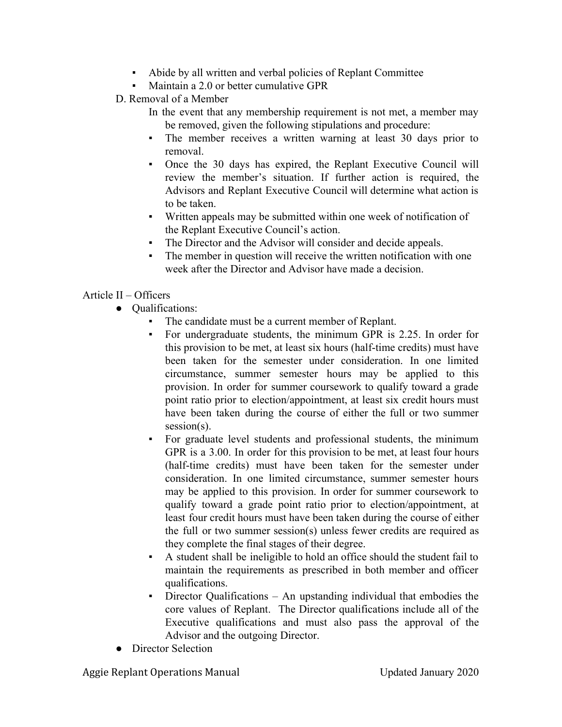- Abide by all written and verbal policies of Replant Committee
- Maintain a 2.0 or better cumulative GPR

D. Removal of a Member

In the event that any membership requirement is not met, a member may be removed, given the following stipulations and procedure:

- The member receives a written warning at least 30 days prior to removal.
- Once the 30 days has expired, the Replant Executive Council will review the member's situation. If further action is required, the Advisors and Replant Executive Council will determine what action is to be taken.
- Written appeals may be submitted within one week of notification of the Replant Executive Council's action.
- The Director and the Advisor will consider and decide appeals.
- The member in question will receive the written notification with one week after the Director and Advisor have made a decision.

Article II – Officers

- Qualifications:
  - The candidate must be a current member of Replant.
  - For undergraduate students, the minimum GPR is 2.25. In order for this provision to be met, at least six hours (half-time credits) must have been taken for the semester under consideration. In one limited circumstance, summer semester hours may be applied to this provision. In order for summer coursework to qualify toward a grade point ratio prior to election/appointment, at least six credit hours must have been taken during the course of either the full or two summer session(s).
  - For graduate level students and professional students, the minimum GPR is a 3.00. In order for this provision to be met, at least four hours (half-time credits) must have been taken for the semester under consideration. In one limited circumstance, summer semester hours may be applied to this provision. In order for summer coursework to qualify toward a grade point ratio prior to election/appointment, at least four credit hours must have been taken during the course of either the full or two summer session(s) unless fewer credits are required as they complete the final stages of their degree.
  - A student shall be ineligible to hold an office should the student fail to maintain the requirements as prescribed in both member and officer qualifications.
  - Director Qualifications – An upstanding individual that embodies the core values of Replant. The Director qualifications include all of the Executive qualifications and must also pass the approval of the Advisor and the outgoing Director.
- Director Selection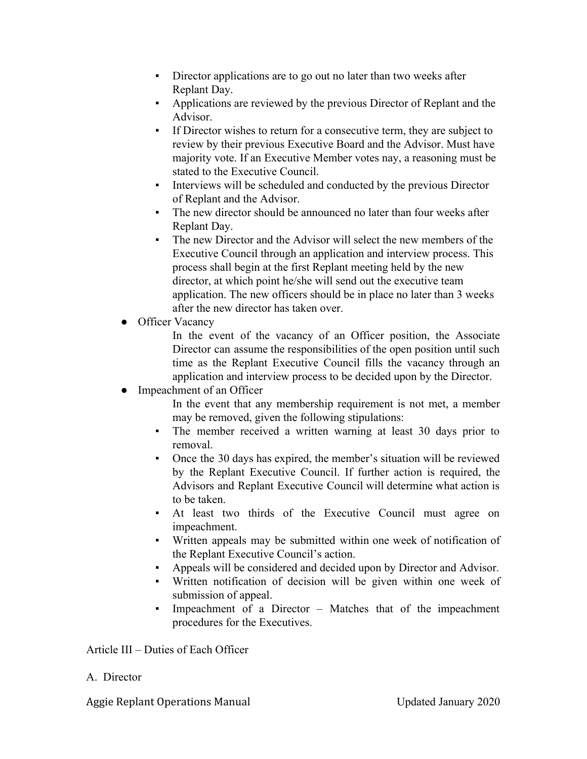- Director applications are to go out no later than two weeks after Replant Day.
- Applications are reviewed by the previous Director of Replant and the Advisor.
- If Director wishes to return for a consecutive term, they are subject to review by their previous Executive Board and the Advisor. Must have majority vote. If an Executive Member votes nay, a reasoning must be stated to the Executive Council.
- Interviews will be scheduled and conducted by the previous Director of Replant and the Advisor.
- The new director should be announced no later than four weeks after Replant Day.
- The new Director and the Advisor will select the new members of the Executive Council through an application and interview process. This process shall begin at the first Replant meeting held by the new director, at which point he/she will send out the executive team application. The new officers should be in place no later than 3 weeks after the new director has taken over.

- Officer Vacancy

  In the event of the vacancy of an Officer position, the Associate Director can assume the responsibilities of the open position until such time as the Replant Executive Council fills the vacancy through an application and interview process to be decided upon by the Director.

- Impeachment of an Officer

  In the event that any membership requirement is not met, a member may be removed, given the following stipulations:

  - The member received a written warning at least 30 days prior to removal.
  - Once the 30 days has expired, the member's situation will be reviewed by the Replant Executive Council. If further action is required, the Advisors and Replant Executive Council will determine what action is to be taken.
  - At least two thirds of the Executive Council must agree on impeachment.
  - Written appeals may be submitted within one week of notification of the Replant Executive Council's action.
  - Appeals will be considered and decided upon by Director and Advisor.
  - Written notification of decision will be given within one week of submission of appeal.
  - Impeachment of a Director – Matches that of the impeachment procedures for the Executives.

## Article III – Duties of Each Officer

A. Director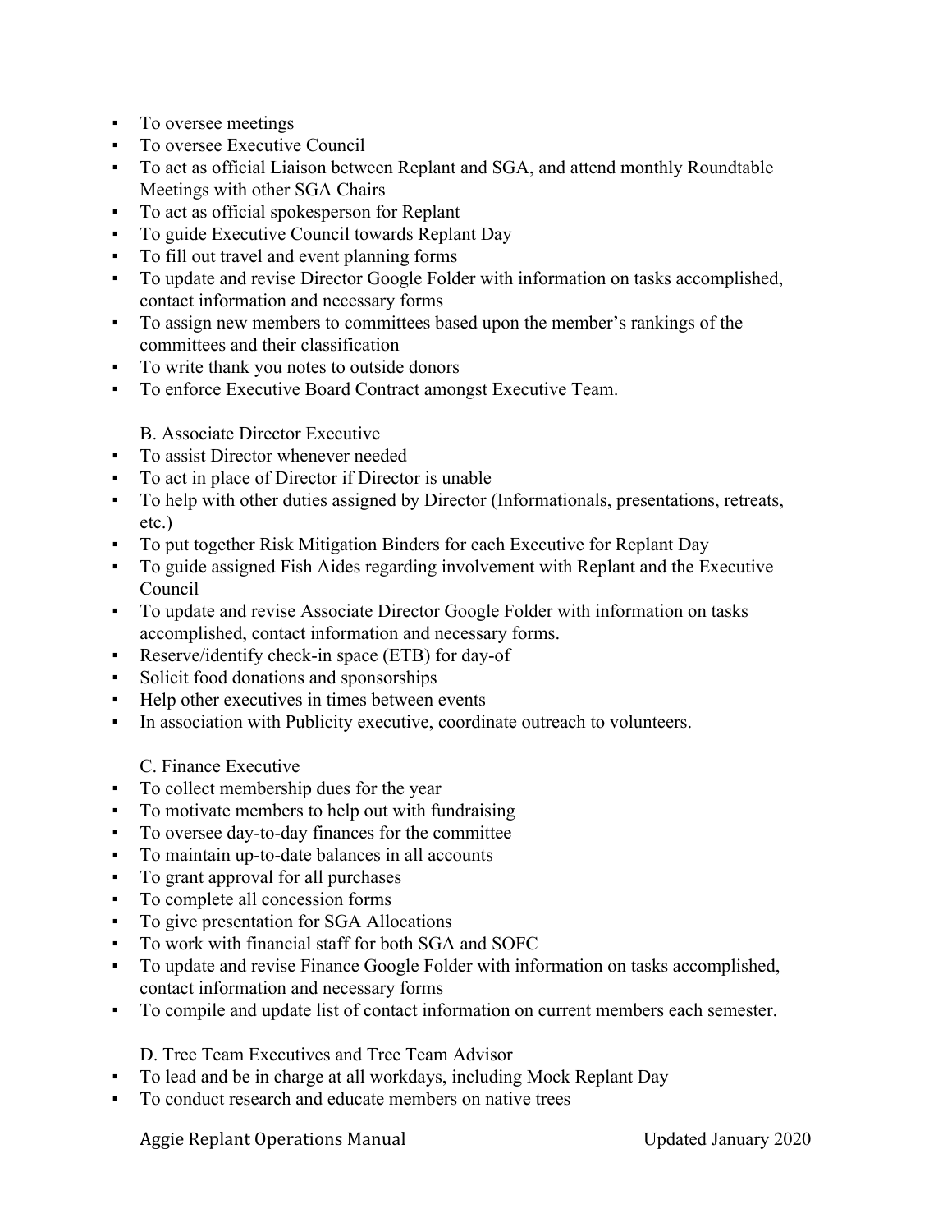- To oversee meetings
- To oversee Executive Council
- To act as official Liaison between Replant and SGA, and attend monthly Roundtable Meetings with other SGA Chairs
- To act as official spokesperson for Replant
- To guide Executive Council towards Replant Day
- To fill out travel and event planning forms
- To update and revise Director Google Folder with information on tasks accomplished, contact information and necessary forms
- To assign new members to committees based upon the member's rankings of the committees and their classification
- To write thank you notes to outside donors
- To enforce Executive Board Contract amongst Executive Team.

B. Associate Director Executive

- To assist Director whenever needed
- To act in place of Director if Director is unable
- To help with other duties assigned by Director (Informationals, presentations, retreats, etc.)
- To put together Risk Mitigation Binders for each Executive for Replant Day
- To guide assigned Fish Aides regarding involvement with Replant and the Executive Council
- To update and revise Associate Director Google Folder with information on tasks accomplished, contact information and necessary forms.
- Reserve/identify check-in space (ETB) for day-of
- Solicit food donations and sponsorships
- Help other executives in times between events
- In association with Publicity executive, coordinate outreach to volunteers.

C. Finance Executive

- To collect membership dues for the year
- To motivate members to help out with fundraising
- To oversee day-to-day finances for the committee
- To maintain up-to-date balances in all accounts
- To grant approval for all purchases
- To complete all concession forms
- To give presentation for SGA Allocations
- To work with financial staff for both SGA and SOFC
- To update and revise Finance Google Folder with information on tasks accomplished, contact information and necessary forms
- To compile and update list of contact information on current members each semester.

D. Tree Team Executives and Tree Team Advisor

- To lead and be in charge at all workdays, including Mock Replant Day
- To conduct research and educate members on native trees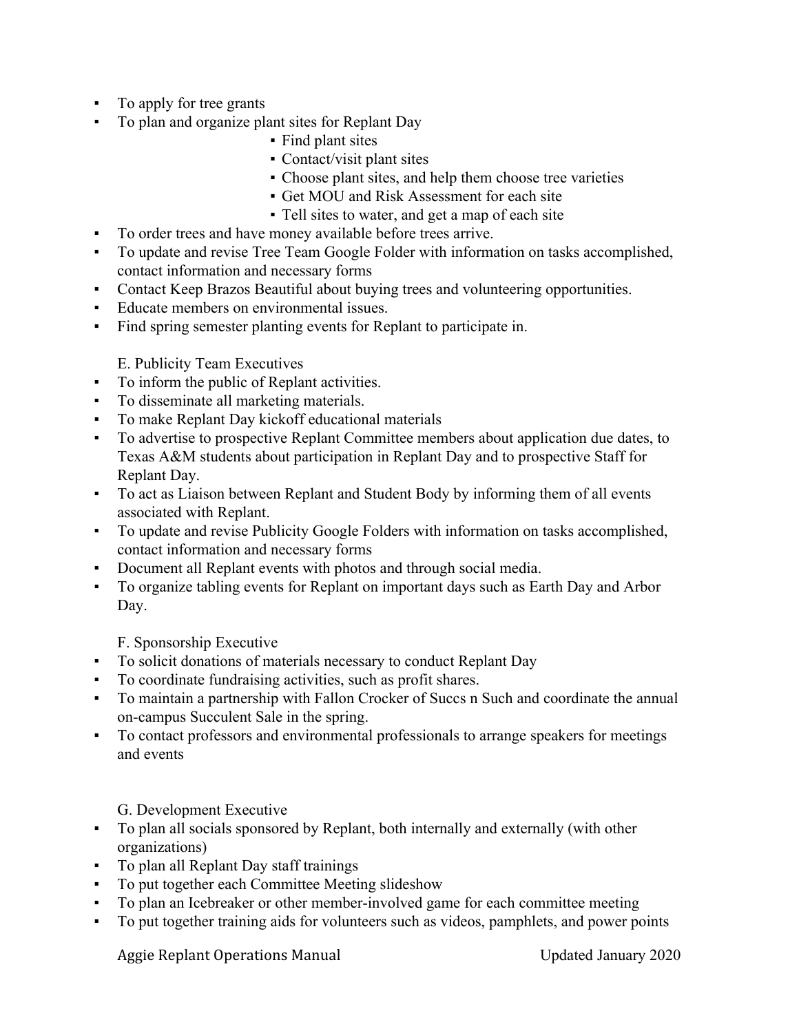- To apply for tree grants
- To plan and organize plant sites for Replant Day
  - Find plant sites
  - Contact/visit plant sites
  - Choose plant sites, and help them choose tree varieties
  - Get MOU and Risk Assessment for each site
  - Tell sites to water, and get a map of each site
- To order trees and have money available before trees arrive.
- To update and revise Tree Team Google Folder with information on tasks accomplished, contact information and necessary forms
- Contact Keep Brazos Beautiful about buying trees and volunteering opportunities.
- Educate members on environmental issues.
- Find spring semester planting events for Replant to participate in.

E. Publicity Team Executives

- To inform the public of Replant activities.
- To disseminate all marketing materials.
- To make Replant Day kickoff educational materials
- To advertise to prospective Replant Committee members about application due dates, to Texas A&M students about participation in Replant Day and to prospective Staff for Replant Day.
- To act as Liaison between Replant and Student Body by informing them of all events associated with Replant.
- To update and revise Publicity Google Folders with information on tasks accomplished, contact information and necessary forms
- Document all Replant events with photos and through social media.
- To organize tabling events for Replant on important days such as Earth Day and Arbor Day.

F. Sponsorship Executive

- To solicit donations of materials necessary to conduct Replant Day
- To coordinate fundraising activities, such as profit shares.
- To maintain a partnership with Fallon Crocker of Succs n Such and coordinate the annual on-campus Succulent Sale in the spring.
- To contact professors and environmental professionals to arrange speakers for meetings and events

G. Development Executive

- To plan all socials sponsored by Replant, both internally and externally (with other organizations)
- To plan all Replant Day staff trainings
- To put together each Committee Meeting slideshow
- To plan an Icebreaker or other member-involved game for each committee meeting
- To put together training aids for volunteers such as videos, pamphlets, and power points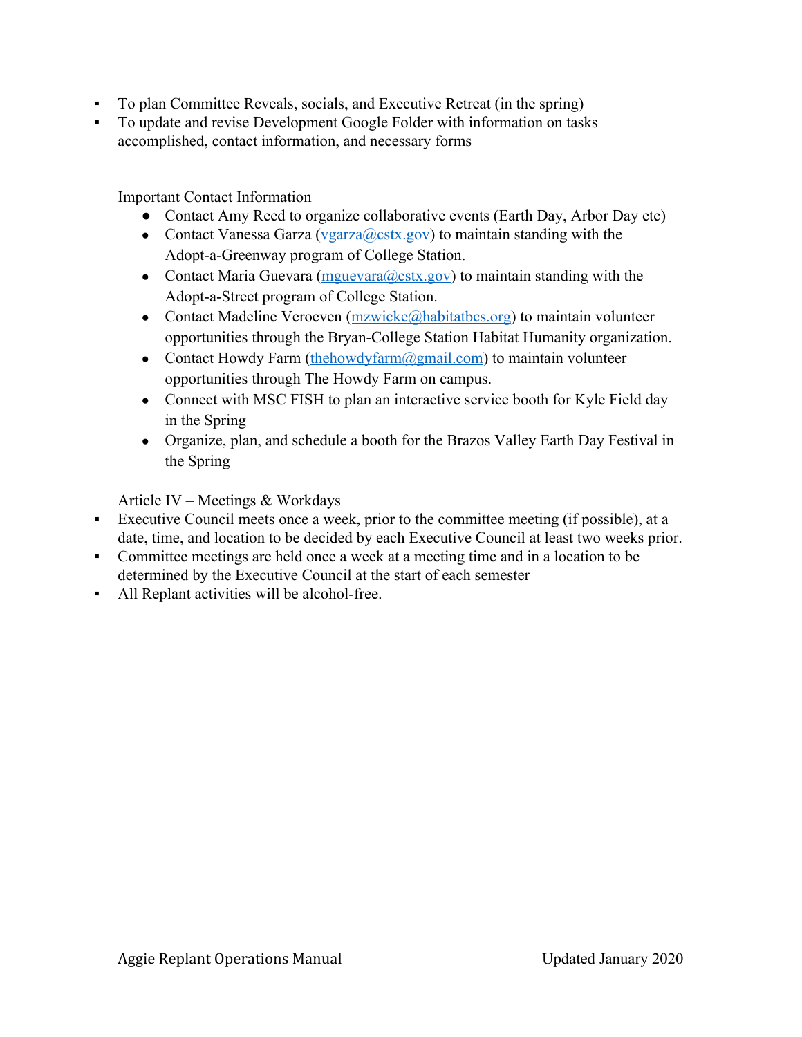- To plan Committee Reveals, socials, and Executive Retreat (in the spring)
- To update and revise Development Google Folder with information on tasks accomplished, contact information, and necessary forms

Important Contact Information

- Contact Amy Reed to organize collaborative events (Earth Day, Arbor Day etc)
- Contact Vanessa Garza (vgarza@cstx.gov) to maintain standing with the Adopt-a-Greenway program of College Station.
- Contact Maria Guevara (mguevara@cstx.gov) to maintain standing with the Adopt-a-Street program of College Station.
- Contact Madeline Veroeven (mzwicke@habitatbcs.org) to maintain volunteer opportunities through the Bryan-College Station Habitat Humanity organization.
- Contact Howdy Farm (thehowdyfarm@gmail.com) to maintain volunteer opportunities through The Howdy Farm on campus.
- Connect with MSC FISH to plan an interactive service booth for Kyle Field day in the Spring
- Organize, plan, and schedule a booth for the Brazos Valley Earth Day Festival in the Spring

Article IV – Meetings & Workdays

- Executive Council meets once a week, prior to the committee meeting (if possible), at a date, time, and location to be decided by each Executive Council at least two weeks prior.
- Committee meetings are held once a week at a meeting time and in a location to be determined by the Executive Council at the start of each semester
- All Replant activities will be alcohol-free.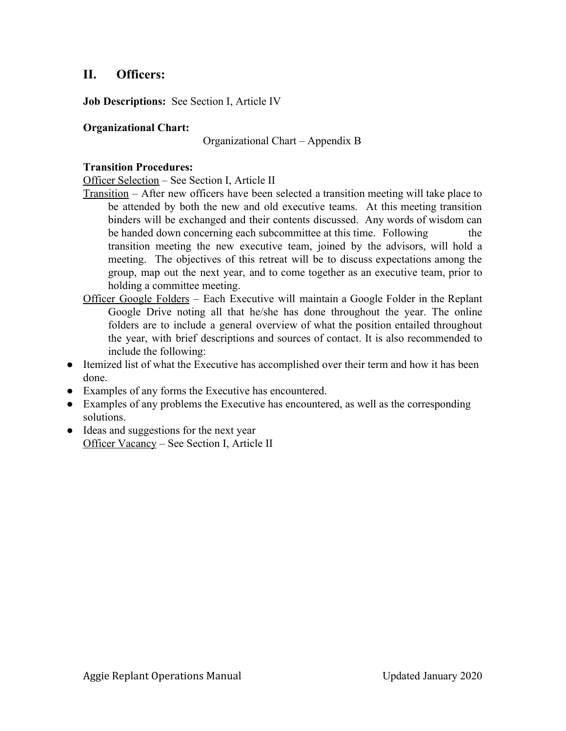## II. Officers:

**Job Descriptions:** See Section I, Article IV

**Organizational Chart:**

Organizational Chart – Appendix B

**Transition Procedures:**

Officer Selection – See Section I, Article II

Transition – After new officers have been selected a transition meeting will take place to be attended by both the new and old executive teams. At this meeting transition binders will be exchanged and their contents discussed. Any words of wisdom can be handed down concerning each subcommittee at this time. Following the transition meeting the new executive team, joined by the advisors, will hold a meeting. The objectives of this retreat will be to discuss expectations among the group, map out the next year, and to come together as an executive team, prior to holding a committee meeting.

Officer Google Folders – Each Executive will maintain a Google Folder in the Replant Google Drive noting all that he/she has done throughout the year. The online folders are to include a general overview of what the position entailed throughout the year, with brief descriptions and sources of contact. It is also recommended to include the following:

- Itemized list of what the Executive has accomplished over their term and how it has been done.
- Examples of any forms the Executive has encountered.
- Examples of any problems the Executive has encountered, as well as the corresponding solutions.
- Ideas and suggestions for the next year

Officer Vacancy – See Section I, Article II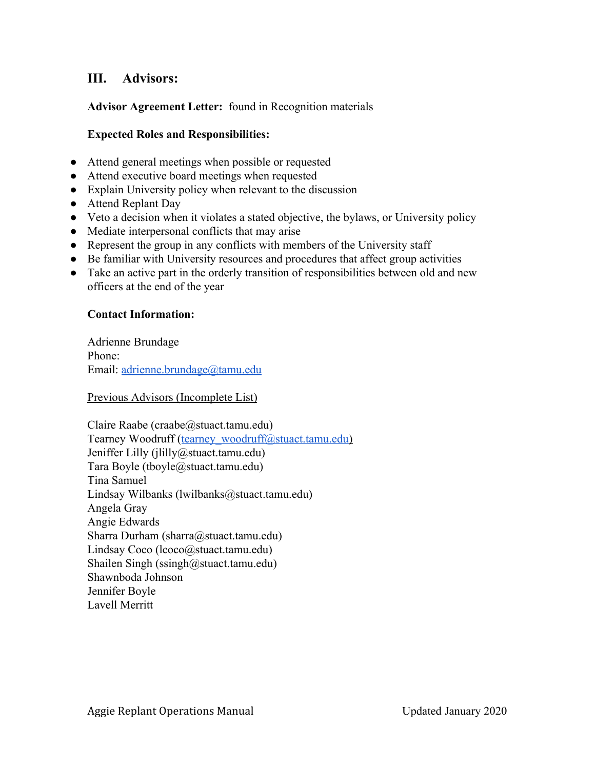## III. Advisors:

**Advisor Agreement Letter:** found in Recognition materials

**Expected Roles and Responsibilities:**

- Attend general meetings when possible or requested
- Attend executive board meetings when requested
- Explain University policy when relevant to the discussion
- Attend Replant Day
- Veto a decision when it violates a stated objective, the bylaws, or University policy
- Mediate interpersonal conflicts that may arise
- Represent the group in any conflicts with members of the University staff
- Be familiar with University resources and procedures that affect group activities
- Take an active part in the orderly transition of responsibilities between old and new officers at the end of the year

**Contact Information:**

Adrienne Brundage
Phone:
Email: adrienne.brundage@tamu.edu

Previous Advisors (Incomplete List)

Claire Raabe (craabe@stuact.tamu.edu)
Tearney Woodruff (tearney_woodruff@stuact.tamu.edu)
Jeniffer Lilly (jlilly@stuact.tamu.edu)
Tara Boyle (tboyle@stuact.tamu.edu)
Tina Samuel
Lindsay Wilbanks (lwilbanks@stuact.tamu.edu)
Angela Gray
Angie Edwards
Sharra Durham (sharra@stuact.tamu.edu)
Lindsay Coco (lcoco@stuact.tamu.edu)
Shailen Singh (ssingh@stuact.tamu.edu)
Shawnboda Johnson
Jennifer Boyle
Lavell Merritt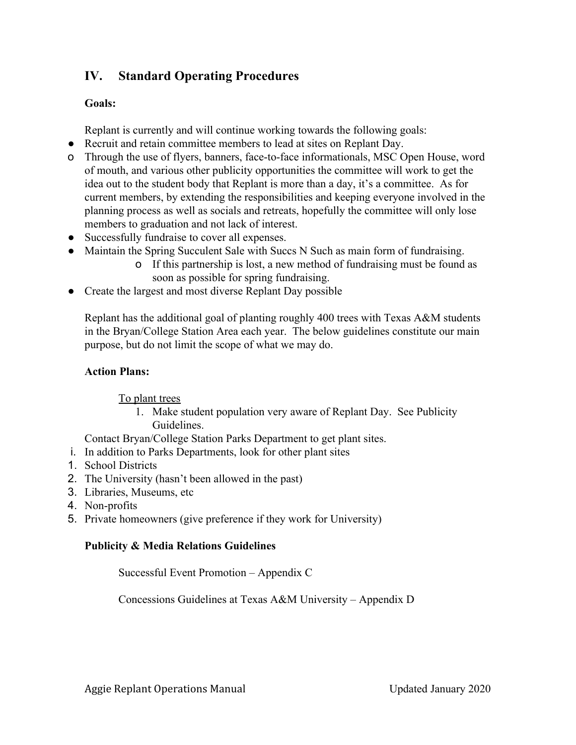## IV. Standard Operating Procedures

**Goals:**

Replant is currently and will continue working towards the following goals:

- Recruit and retain committee members to lead at sites on Replant Day.
  - Through the use of flyers, banners, face-to-face informationals, MSC Open House, word of mouth, and various other publicity opportunities the committee will work to get the idea out to the student body that Replant is more than a day, it's a committee. As for current members, by extending the responsibilities and keeping everyone involved in the planning process as well as socials and retreats, hopefully the committee will only lose members to graduation and not lack of interest.
- Successfully fundraise to cover all expenses.
- Maintain the Spring Succulent Sale with Succs N Such as main form of fundraising.
  - If this partnership is lost, a new method of fundraising must be found as soon as possible for spring fundraising.
- Create the largest and most diverse Replant Day possible

Replant has the additional goal of planting roughly 400 trees with Texas A&M students in the Bryan/College Station Area each year. The below guidelines constitute our main purpose, but do not limit the scope of what we may do.

**Action Plans:**

<u>To plant trees</u>

1. Make student population very aware of Replant Day. See Publicity Guidelines.

Contact Bryan/College Station Parks Department to get plant sites.

i. In addition to Parks Departments, look for other plant sites

1. School Districts
2. The University (hasn't been allowed in the past)
3. Libraries, Museums, etc
4. Non-profits
5. Private homeowners (give preference if they work for University)

**Publicity & Media Relations Guidelines**

Successful Event Promotion – Appendix C

Concessions Guidelines at Texas A&M University – Appendix D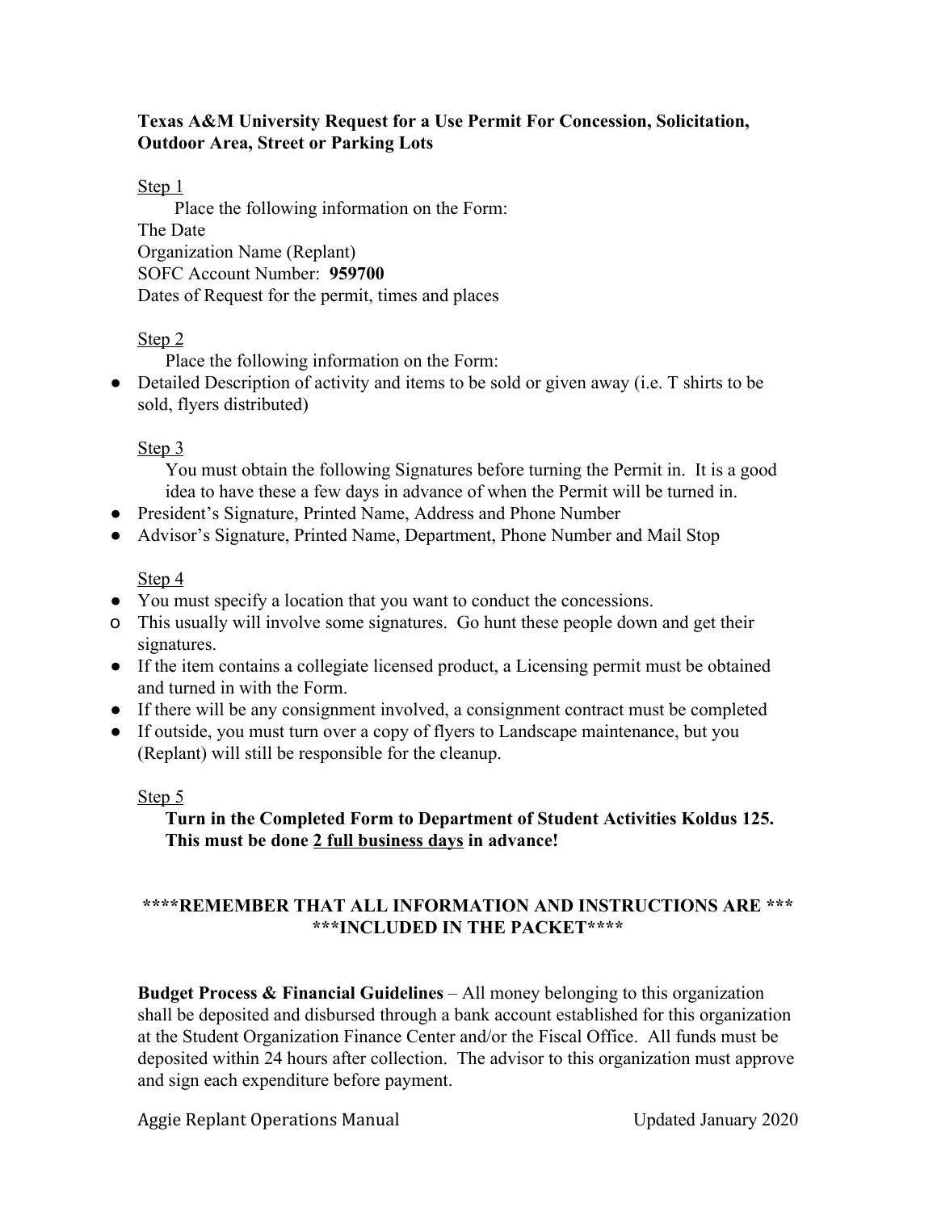**Texas A&M University Request for a Use Permit For Concession, Solicitation, Outdoor Area, Street or Parking Lots**

Step 1

Place the following information on the Form:
The Date
Organization Name (Replant)
SOFC Account Number: **959700**
Dates of Request for the permit, times and places

Step 2

Place the following information on the Form:

- Detailed Description of activity and items to be sold or given away (i.e. T shirts to be sold, flyers distributed)

Step 3

You must obtain the following Signatures before turning the Permit in. It is a good idea to have these a few days in advance of when the Permit will be turned in.

- President's Signature, Printed Name, Address and Phone Number
- Advisor's Signature, Printed Name, Department, Phone Number and Mail Stop

Step 4

- You must specify a location that you want to conduct the concessions.
  - This usually will involve some signatures. Go hunt these people down and get their signatures.
- If the item contains a collegiate licensed product, a Licensing permit must be obtained and turned in with the Form.
- If there will be any consignment involved, a consignment contract must be completed
- If outside, you must turn over a copy of flyers to Landscape maintenance, but you (Replant) will still be responsible for the cleanup.

Step 5

**Turn in the Completed Form to Department of Student Activities Koldus 125. This must be done 2 full business days in advance!**

**\*\*\*\*REMEMBER THAT ALL INFORMATION AND INSTRUCTIONS ARE \*\*\* \*\*\*INCLUDED IN THE PACKET\*\*\*\***

**Budget Process & Financial Guidelines** – All money belonging to this organization shall be deposited and disbursed through a bank account established for this organization at the Student Organization Finance Center and/or the Fiscal Office. All funds must be deposited within 24 hours after collection. The advisor to this organization must approve and sign each expenditure before payment.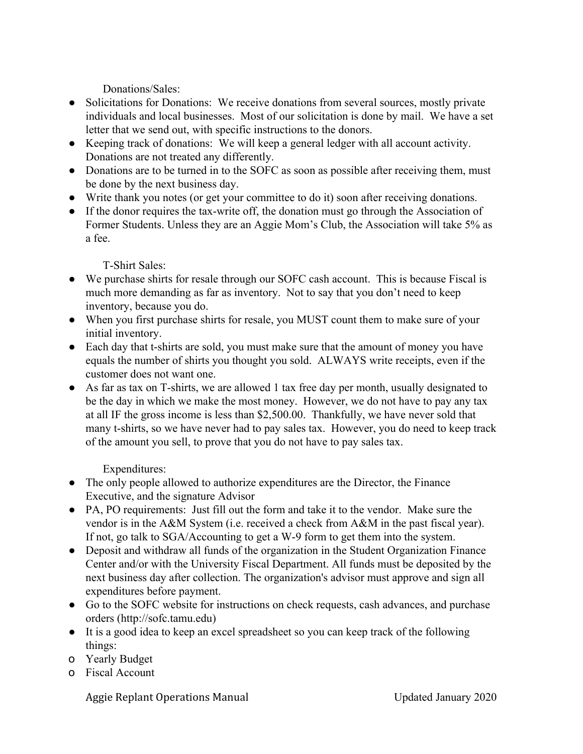Donations/Sales:

- Solicitations for Donations: We receive donations from several sources, mostly private individuals and local businesses. Most of our solicitation is done by mail. We have a set letter that we send out, with specific instructions to the donors.
- Keeping track of donations: We will keep a general ledger with all account activity. Donations are not treated any differently.
- Donations are to be turned in to the SOFC as soon as possible after receiving them, must be done by the next business day.
- Write thank you notes (or get your committee to do it) soon after receiving donations.
- If the donor requires the tax-write off, the donation must go through the Association of Former Students. Unless they are an Aggie Mom's Club, the Association will take 5% as a fee.

T-Shirt Sales:

- We purchase shirts for resale through our SOFC cash account. This is because Fiscal is much more demanding as far as inventory. Not to say that you don't need to keep inventory, because you do.
- When you first purchase shirts for resale, you MUST count them to make sure of your initial inventory.
- Each day that t-shirts are sold, you must make sure that the amount of money you have equals the number of shirts you thought you sold. ALWAYS write receipts, even if the customer does not want one.
- As far as tax on T-shirts, we are allowed 1 tax free day per month, usually designated to be the day in which we make the most money. However, we do not have to pay any tax at all IF the gross income is less than $2,500.00. Thankfully, we have never sold that many t-shirts, so we have never had to pay sales tax. However, you do need to keep track of the amount you sell, to prove that you do not have to pay sales tax.

Expenditures:

- The only people allowed to authorize expenditures are the Director, the Finance Executive, and the signature Advisor
- PA, PO requirements: Just fill out the form and take it to the vendor. Make sure the vendor is in the A&M System (i.e. received a check from A&M in the past fiscal year). If not, go talk to SGA/Accounting to get a W-9 form to get them into the system.
- Deposit and withdraw all funds of the organization in the Student Organization Finance Center and/or with the University Fiscal Department. All funds must be deposited by the next business day after collection. The organization's advisor must approve and sign all expenditures before payment.
- Go to the SOFC website for instructions on check requests, cash advances, and purchase orders (http://sofc.tamu.edu)
- It is a good idea to keep an excel spreadsheet so you can keep track of the following things:
  - Yearly Budget
  - Fiscal Account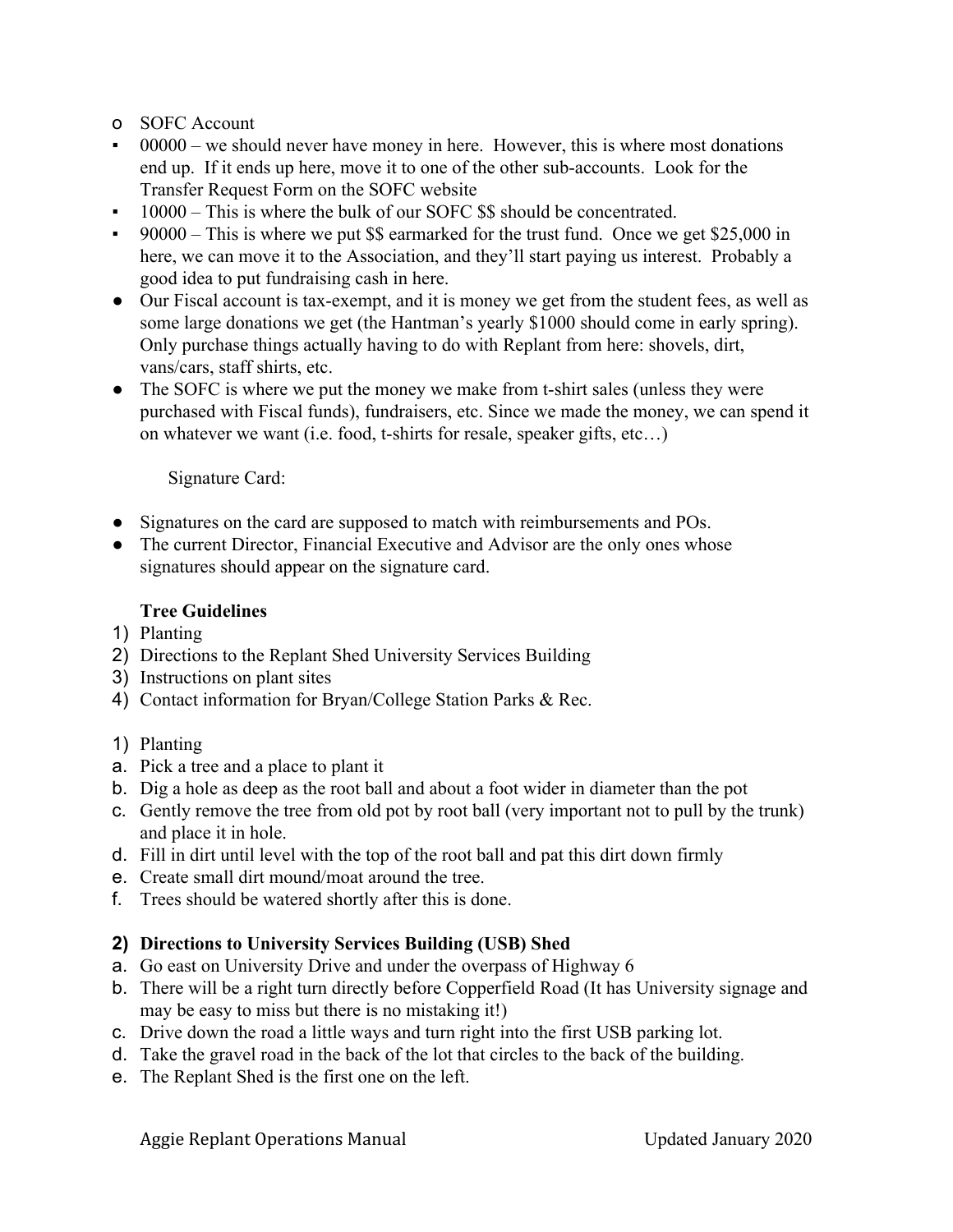- SOFC Account
  - 00000 – we should never have money in here. However, this is where most donations end up. If it ends up here, move it to one of the other sub-accounts. Look for the Transfer Request Form on the SOFC website
  - 10000 – This is where the bulk of our SOFC $$ should be concentrated.
  - 90000 – This is where we put $$ earmarked for the trust fund. Once we get $25,000 in here, we can move it to the Association, and they'll start paying us interest. Probably a good idea to put fundraising cash in here.
- Our Fiscal account is tax-exempt, and it is money we get from the student fees, as well as some large donations we get (the Hantman's yearly $1000 should come in early spring). Only purchase things actually having to do with Replant from here: shovels, dirt, vans/cars, staff shirts, etc.
- The SOFC is where we put the money we make from t-shirt sales (unless they were purchased with Fiscal funds), fundraisers, etc. Since we made the money, we can spend it on whatever we want (i.e. food, t-shirts for resale, speaker gifts, etc…)

Signature Card:

- Signatures on the card are supposed to match with reimbursements and POs.
- The current Director, Financial Executive and Advisor are the only ones whose signatures should appear on the signature card.

**Tree Guidelines**

1) Planting
2) Directions to the Replant Shed University Services Building
3) Instructions on plant sites
4) Contact information for Bryan/College Station Parks & Rec.

1) Planting

a. Pick a tree and a place to plant it
b. Dig a hole as deep as the root ball and about a foot wider in diameter than the pot
c. Gently remove the tree from old pot by root ball (very important not to pull by the trunk) and place it in hole.
d. Fill in dirt until level with the top of the root ball and pat this dirt down firmly
e. Create small dirt mound/moat around the tree.
f. Trees should be watered shortly after this is done.

**2) Directions to University Services Building (USB) Shed**

a. Go east on University Drive and under the overpass of Highway 6
b. There will be a right turn directly before Copperfield Road (It has University signage and may be easy to miss but there is no mistaking it!)
c. Drive down the road a little ways and turn right into the first USB parking lot.
d. Take the gravel road in the back of the lot that circles to the back of the building.
e. The Replant Shed is the first one on the left.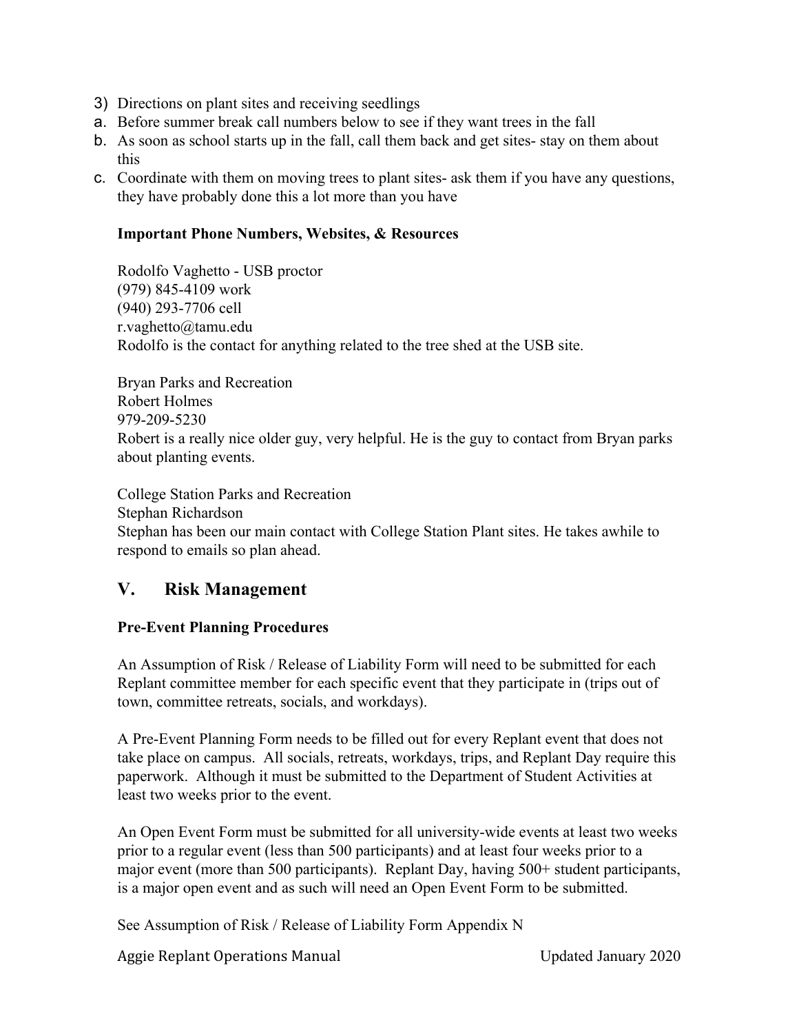3) Directions on plant sites and receiving seedlings

a. Before summer break call numbers below to see if they want trees in the fall

b. As soon as school starts up in the fall, call them back and get sites- stay on them about this

c. Coordinate with them on moving trees to plant sites- ask them if you have any questions, they have probably done this a lot more than you have

**Important Phone Numbers, Websites, & Resources**

Rodolfo Vaghetto - USB proctor
(979) 845-4109 work
(940) 293-7706 cell
r.vaghetto@tamu.edu
Rodolfo is the contact for anything related to the tree shed at the USB site.

Bryan Parks and Recreation
Robert Holmes
979-209-5230
Robert is a really nice older guy, very helpful. He is the guy to contact from Bryan parks about planting events.

College Station Parks and Recreation
Stephan Richardson
Stephan has been our main contact with College Station Plant sites. He takes awhile to respond to emails so plan ahead.

## V. Risk Management

**Pre-Event Planning Procedures**

An Assumption of Risk / Release of Liability Form will need to be submitted for each Replant committee member for each specific event that they participate in (trips out of town, committee retreats, socials, and workdays).

A Pre-Event Planning Form needs to be filled out for every Replant event that does not take place on campus. All socials, retreats, workdays, trips, and Replant Day require this paperwork. Although it must be submitted to the Department of Student Activities at least two weeks prior to the event.

An Open Event Form must be submitted for all university-wide events at least two weeks prior to a regular event (less than 500 participants) and at least four weeks prior to a major event (more than 500 participants). Replant Day, having 500+ student participants, is a major open event and as such will need an Open Event Form to be submitted.

See Assumption of Risk / Release of Liability Form Appendix N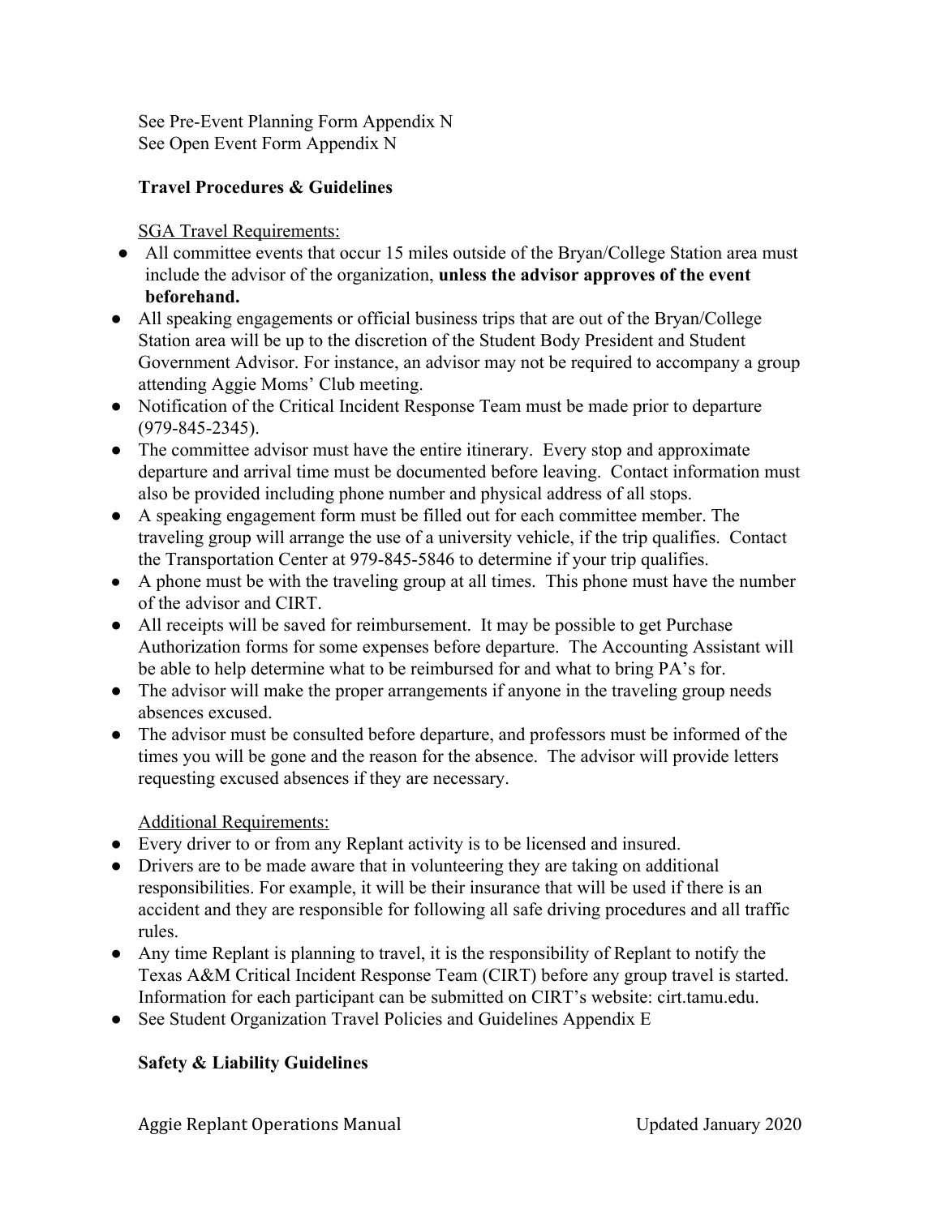See Pre-Event Planning Form Appendix N
See Open Event Form Appendix N

**Travel Procedures & Guidelines**

SGA Travel Requirements:

- All committee events that occur 15 miles outside of the Bryan/College Station area must include the advisor of the organization, **unless the advisor approves of the event beforehand.**
- All speaking engagements or official business trips that are out of the Bryan/College Station area will be up to the discretion of the Student Body President and Student Government Advisor. For instance, an advisor may not be required to accompany a group attending Aggie Moms' Club meeting.
- Notification of the Critical Incident Response Team must be made prior to departure (979-845-2345).
- The committee advisor must have the entire itinerary. Every stop and approximate departure and arrival time must be documented before leaving. Contact information must also be provided including phone number and physical address of all stops.
- A speaking engagement form must be filled out for each committee member. The traveling group will arrange the use of a university vehicle, if the trip qualifies. Contact the Transportation Center at 979-845-5846 to determine if your trip qualifies.
- A phone must be with the traveling group at all times. This phone must have the number of the advisor and CIRT.
- All receipts will be saved for reimbursement. It may be possible to get Purchase Authorization forms for some expenses before departure. The Accounting Assistant will be able to help determine what to be reimbursed for and what to bring PA's for.
- The advisor will make the proper arrangements if anyone in the traveling group needs absences excused.
- The advisor must be consulted before departure, and professors must be informed of the times you will be gone and the reason for the absence. The advisor will provide letters requesting excused absences if they are necessary.

Additional Requirements:

- Every driver to or from any Replant activity is to be licensed and insured.
- Drivers are to be made aware that in volunteering they are taking on additional responsibilities. For example, it will be their insurance that will be used if there is an accident and they are responsible for following all safe driving procedures and all traffic rules.
- Any time Replant is planning to travel, it is the responsibility of Replant to notify the Texas A&M Critical Incident Response Team (CIRT) before any group travel is started. Information for each participant can be submitted on CIRT's website: cirt.tamu.edu.
- See Student Organization Travel Policies and Guidelines Appendix E

**Safety & Liability Guidelines**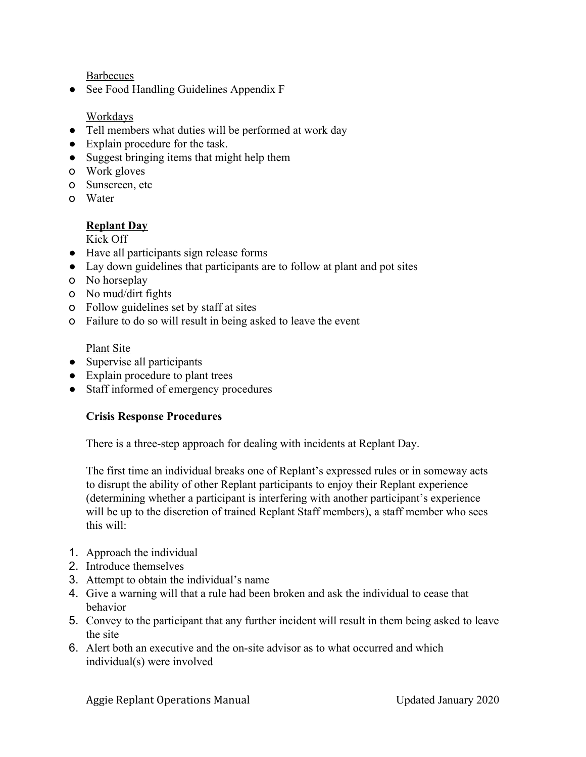Barbecues

- See Food Handling Guidelines Appendix F

Workdays

- Tell members what duties will be performed at work day
- Explain procedure for the task.
- Suggest bringing items that might help them
  - Work gloves
  - Sunscreen, etc
  - Water

**Replant Day**

Kick Off

- Have all participants sign release forms
- Lay down guidelines that participants are to follow at plant and pot sites
  - No horseplay
  - No mud/dirt fights
  - Follow guidelines set by staff at sites
  - Failure to do so will result in being asked to leave the event

Plant Site

- Supervise all participants
- Explain procedure to plant trees
- Staff informed of emergency procedures

**Crisis Response Procedures**

There is a three-step approach for dealing with incidents at Replant Day.

The first time an individual breaks one of Replant's expressed rules or in someway acts to disrupt the ability of other Replant participants to enjoy their Replant experience (determining whether a participant is interfering with another participant's experience will be up to the discretion of trained Replant Staff members), a staff member who sees this will:

1. Approach the individual
2. Introduce themselves
3. Attempt to obtain the individual's name
4. Give a warning will that a rule had been broken and ask the individual to cease that behavior
5. Convey to the participant that any further incident will result in them being asked to leave the site
6. Alert both an executive and the on-site advisor as to what occurred and which individual(s) were involved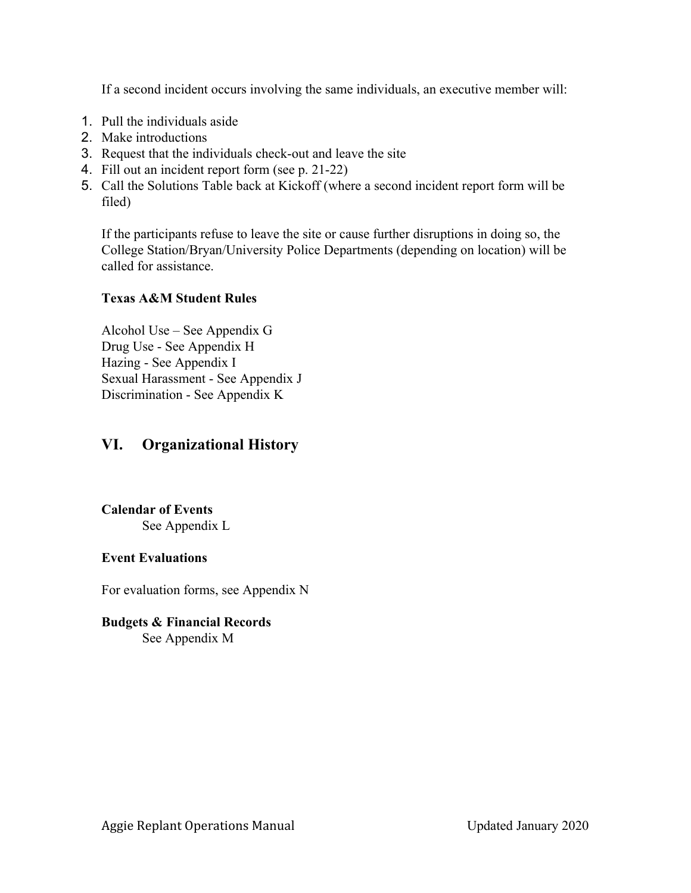If a second incident occurs involving the same individuals, an executive member will:

1. Pull the individuals aside
2. Make introductions
3. Request that the individuals check-out and leave the site
4. Fill out an incident report form (see p. 21-22)
5. Call the Solutions Table back at Kickoff (where a second incident report form will be filed)

If the participants refuse to leave the site or cause further disruptions in doing so, the College Station/Bryan/University Police Departments (depending on location) will be called for assistance.

**Texas A&M Student Rules**

Alcohol Use – See Appendix G
Drug Use - See Appendix H
Hazing - See Appendix I
Sexual Harassment - See Appendix J
Discrimination - See Appendix K

## VI. Organizational History

**Calendar of Events**
See Appendix L

**Event Evaluations**

For evaluation forms, see Appendix N

**Budgets & Financial Records**
See Appendix M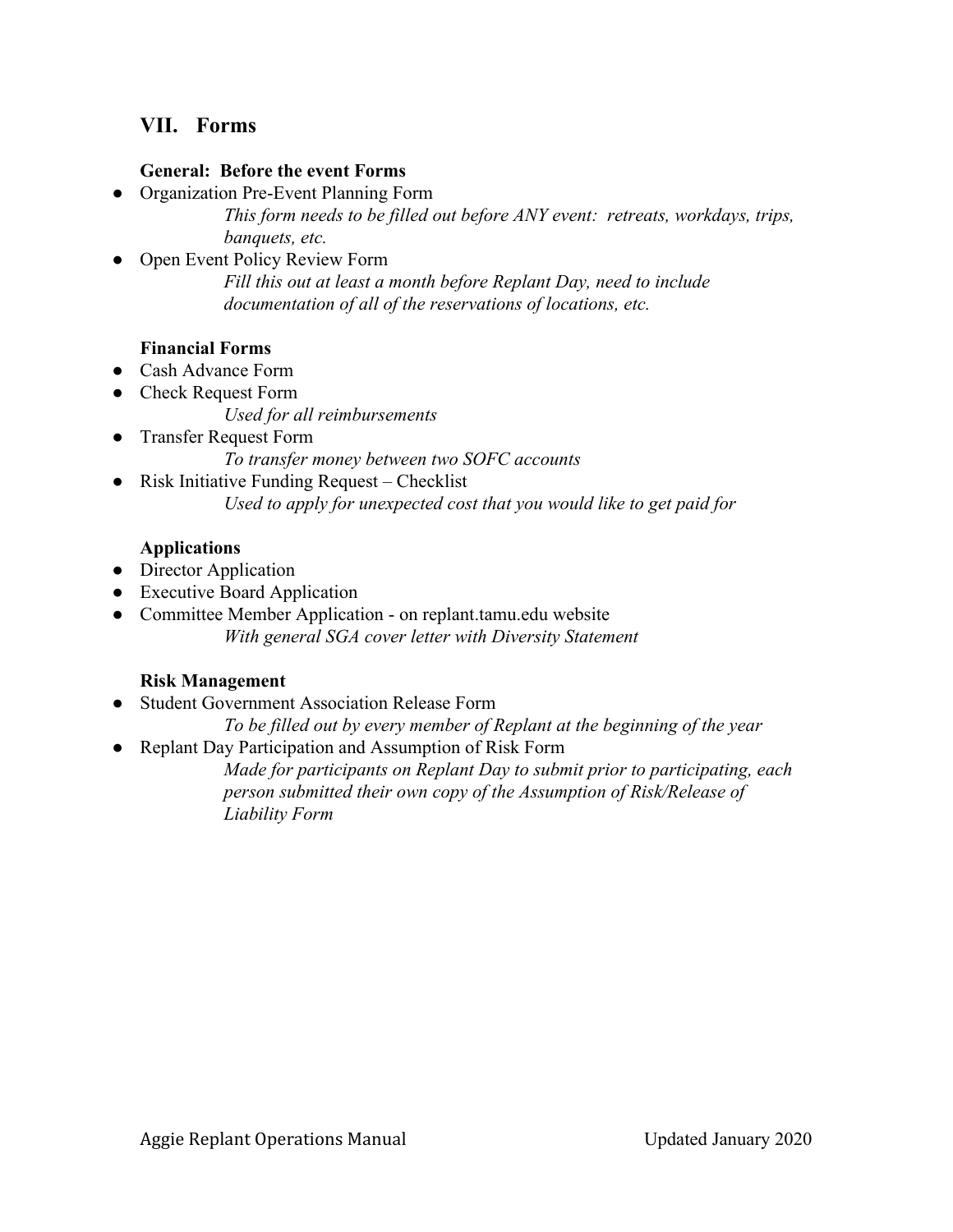## VII. Forms

**General: Before the event Forms**

- Organization Pre-Event Planning Form
  *This form needs to be filled out before ANY event: retreats, workdays, trips, banquets, etc.*
- Open Event Policy Review Form
  *Fill this out at least a month before Replant Day, need to include documentation of all of the reservations of locations, etc.*

**Financial Forms**

- Cash Advance Form
- Check Request Form
  *Used for all reimbursements*
- Transfer Request Form
  *To transfer money between two SOFC accounts*
- Risk Initiative Funding Request – Checklist
  *Used to apply for unexpected cost that you would like to get paid for*

**Applications**

- Director Application
- Executive Board Application
- Committee Member Application - on replant.tamu.edu website
  *With general SGA cover letter with Diversity Statement*

**Risk Management**

- Student Government Association Release Form
  *To be filled out by every member of Replant at the beginning of the year*
- Replant Day Participation and Assumption of Risk Form
  *Made for participants on Replant Day to submit prior to participating, each person submitted their own copy of the Assumption of Risk/Release of Liability Form*